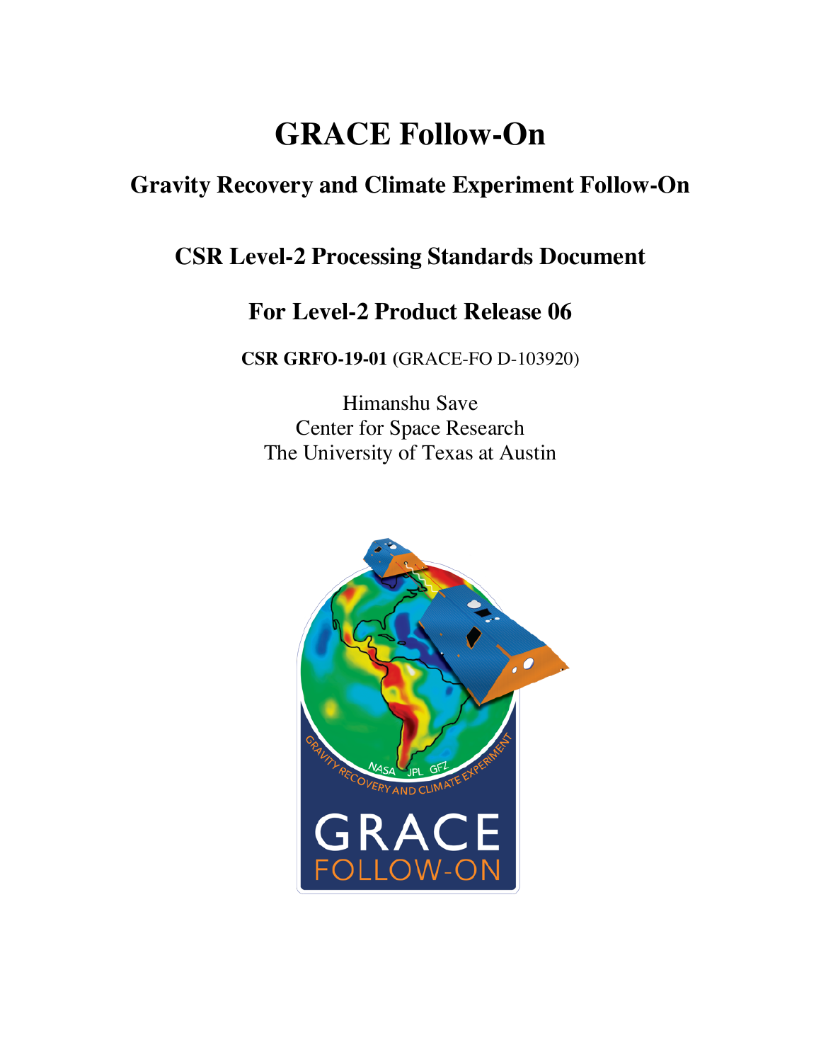# GRACE Follow-On

## Gravity Recovery and Climate Experiment Follow-On

## CSR Level-2 Processing Standards Document

## For Level-2 Product Release 06

**CSR GRFO-19-01** (GRACE-FO D-103920)

Himanshu Save
Center for Space Research
The University of Texas at Austin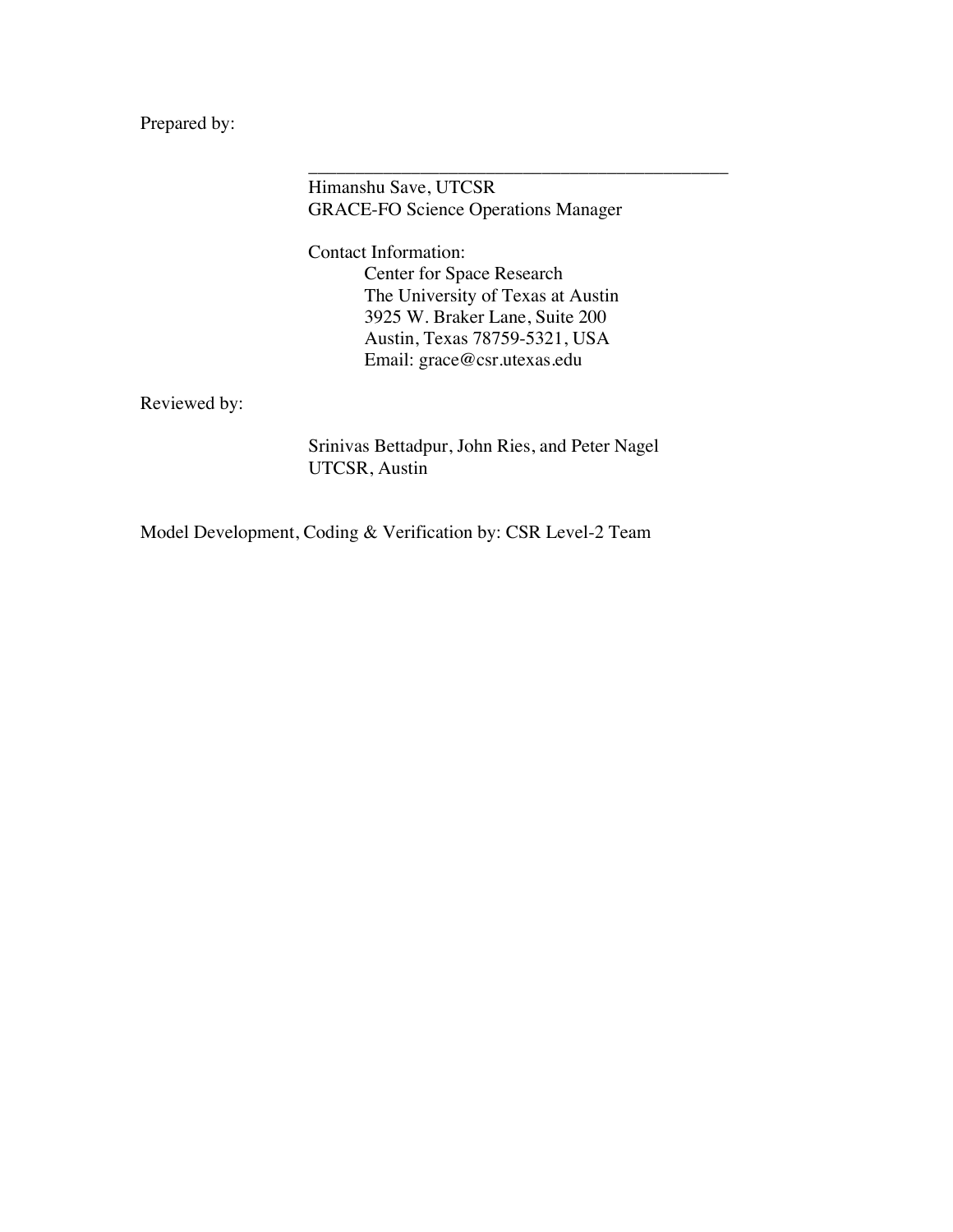Prepared by:

\_\_\_\_\_\_\_\_\_\_\_\_\_\_\_\_\_\_\_\_\_\_\_\_\_\_\_\_\_\_\_\_\_\_\_\_\_\_\_\_\_\_\_\_\_

Himanshu Save, UTCSR
GRACE-FO Science Operations Manager

Contact Information:

Center for Space Research
The University of Texas at Austin
3925 W. Braker Lane, Suite 200
Austin, Texas 78759-5321, USA
Email: grace@csr.utexas.edu

Reviewed by:

Srinivas Bettadpur, John Ries, and Peter Nagel
UTCSR, Austin

Model Development, Coding & Verification by: CSR Level-2 Team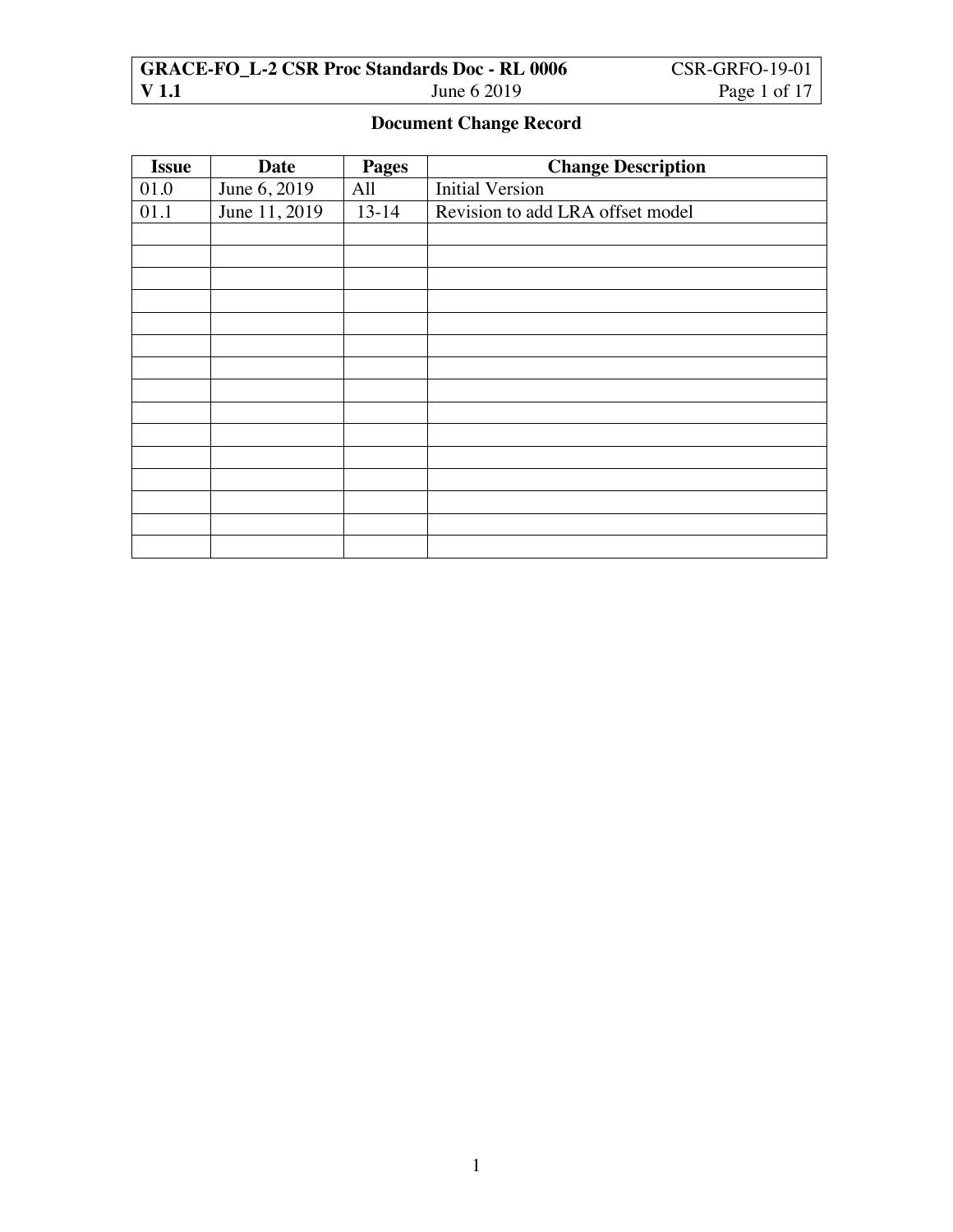## Document Change Record

| Issue | Date | Pages | Change Description |
|---|---|---|---|
| 01.0 | June 6, 2019 | All | Initial Version |
| 01.1 | June 11, 2019 | 13-14 | Revision to add LRA offset model |
| | | | |
| | | | |
| | | | |
| | | | |
| | | | |
| | | | |
| | | | |
| | | | |
| | | | |
| | | | |
| | | | |
| | | | |
| | | | |
| | | | |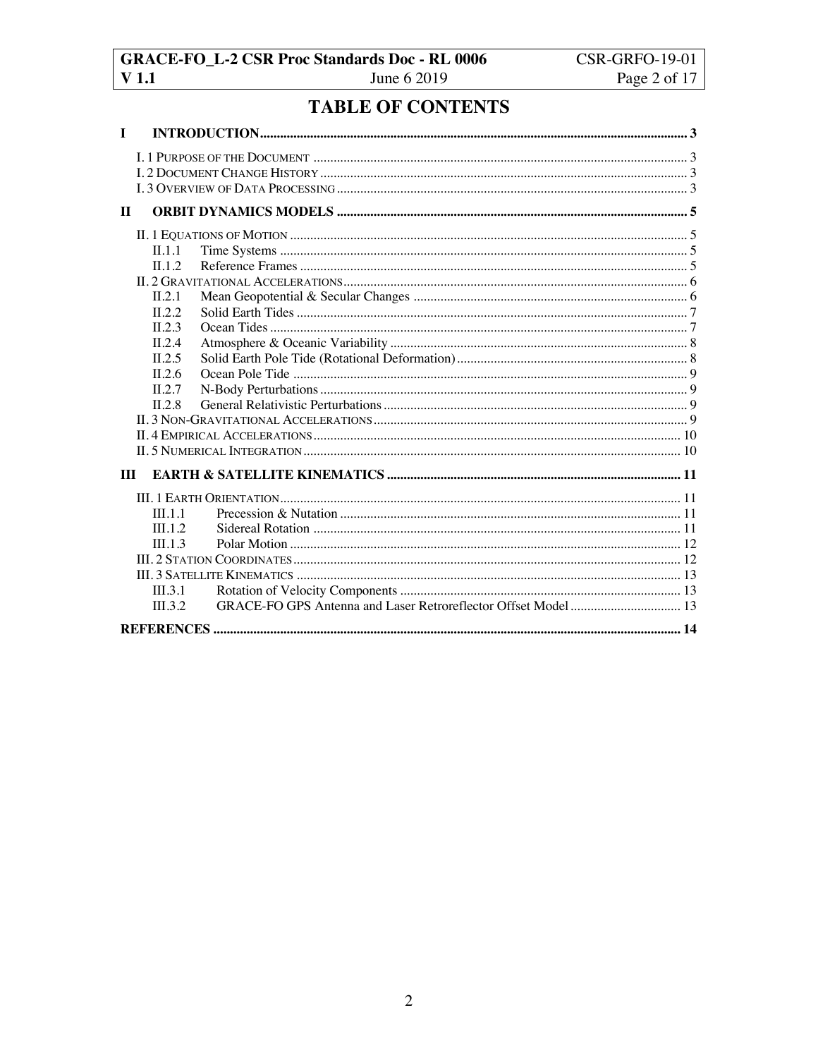# TABLE OF CONTENTS

**I INTRODUCTION** ..... 3

- I. 1 Purpose of the Document ..... 3
- I. 2 Document Change History ..... 3
- I. 3 Overview of Data Processing ..... 3

**II ORBIT DYNAMICS MODELS** ..... 5

- II. 1 Equations of Motion ..... 5
  - II.1.1 Time Systems ..... 5
  - II.1.2 Reference Frames ..... 5
- II. 2 Gravitational Accelerations ..... 6
  - II.2.1 Mean Geopotential & Secular Changes ..... 6
  - II.2.2 Solid Earth Tides ..... 7
  - II.2.3 Ocean Tides ..... 7
  - II.2.4 Atmosphere & Oceanic Variability ..... 8
  - II.2.5 Solid Earth Pole Tide (Rotational Deformation) ..... 8
  - II.2.6 Ocean Pole Tide ..... 9
  - II.2.7 N-Body Perturbations ..... 9
  - II.2.8 General Relativistic Perturbations ..... 9
- II. 3 Non-Gravitational Accelerations ..... 9
- II. 4 Empirical Accelerations ..... 10
- II. 5 Numerical Integration ..... 10

**III EARTH & SATELLITE KINEMATICS** ..... 11

- III. 1 Earth Orientation ..... 11
  - III.1.1 Precession & Nutation ..... 11
  - III.1.2 Sidereal Rotation ..... 11
  - III.1.3 Polar Motion ..... 12
- III. 2 Station Coordinates ..... 12
- III. 3 Satellite Kinematics ..... 13
  - III.3.1 Rotation of Velocity Components ..... 13
  - III.3.2 GRACE-FO GPS Antenna and Laser Retroreflector Offset Model ..... 13

**REFERENCES** ..... 14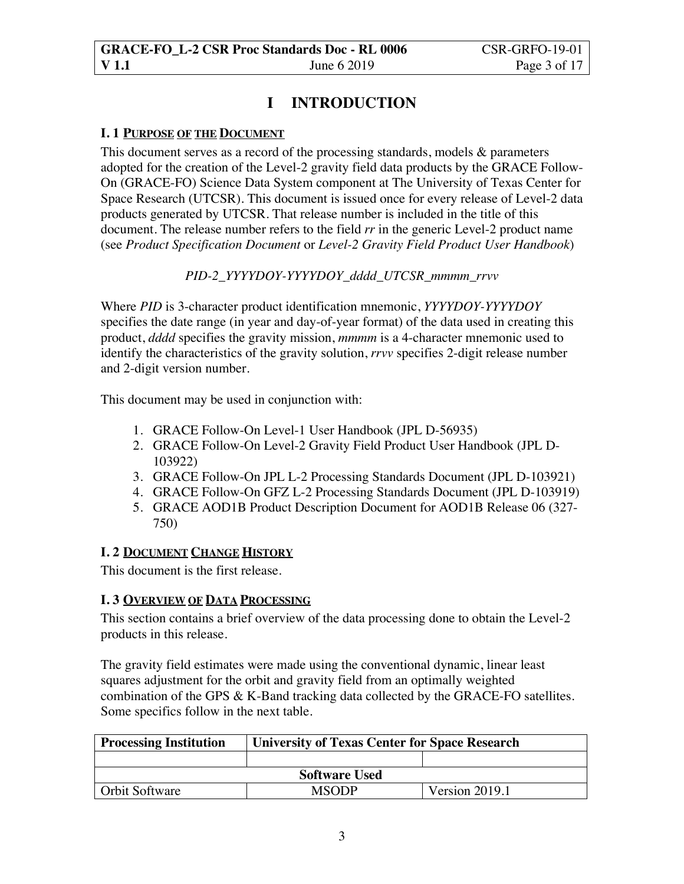# I INTRODUCTION

### I. 1 PURPOSE OF THE DOCUMENT

This document serves as a record of the processing standards, models & parameters adopted for the creation of the Level-2 gravity field data products by the GRACE Follow-On (GRACE-FO) Science Data System component at The University of Texas Center for Space Research (UTCSR). This document is issued once for every release of Level-2 data products generated by UTCSR. That release number is included in the title of this document. The release number refers to the field *rr* in the generic Level-2 product name (see *Product Specification Document* or *Level-2 Gravity Field Product User Handbook*)

*PID-2_YYYYDOY-YYYYDOY_dddd_UTCSR_mmmm_rrvv*

Where *PID* is 3-character product identification mnemonic, *YYYYDOY-YYYYDOY* specifies the date range (in year and day-of-year format) of the data used in creating this product, *dddd* specifies the gravity mission, *mmmm* is a 4-character mnemonic used to identify the characteristics of the gravity solution, *rrvv* specifies 2-digit release number and 2-digit version number.

This document may be used in conjunction with:

1. GRACE Follow-On Level-1 User Handbook (JPL D-56935)
2. GRACE Follow-On Level-2 Gravity Field Product User Handbook (JPL D-103922)
3. GRACE Follow-On JPL L-2 Processing Standards Document (JPL D-103921)
4. GRACE Follow-On GFZ L-2 Processing Standards Document (JPL D-103919)
5. GRACE AOD1B Product Description Document for AOD1B Release 06 (327-750)

### I. 2 DOCUMENT CHANGE HISTORY

This document is the first release.

### I. 3 OVERVIEW OF DATA PROCESSING

This section contains a brief overview of the data processing done to obtain the Level-2 products in this release.

The gravity field estimates were made using the conventional dynamic, linear least squares adjustment for the orbit and gravity field from an optimally weighted combination of the GPS & K-Band tracking data collected by the GRACE-FO satellites. Some specifics follow in the next table.

| Processing Institution | University of Texas Center for Space Research | |
|---|---|---|
| | | |
| **Software Used** | | |
| Orbit Software | MSODP | Version 2019.1 |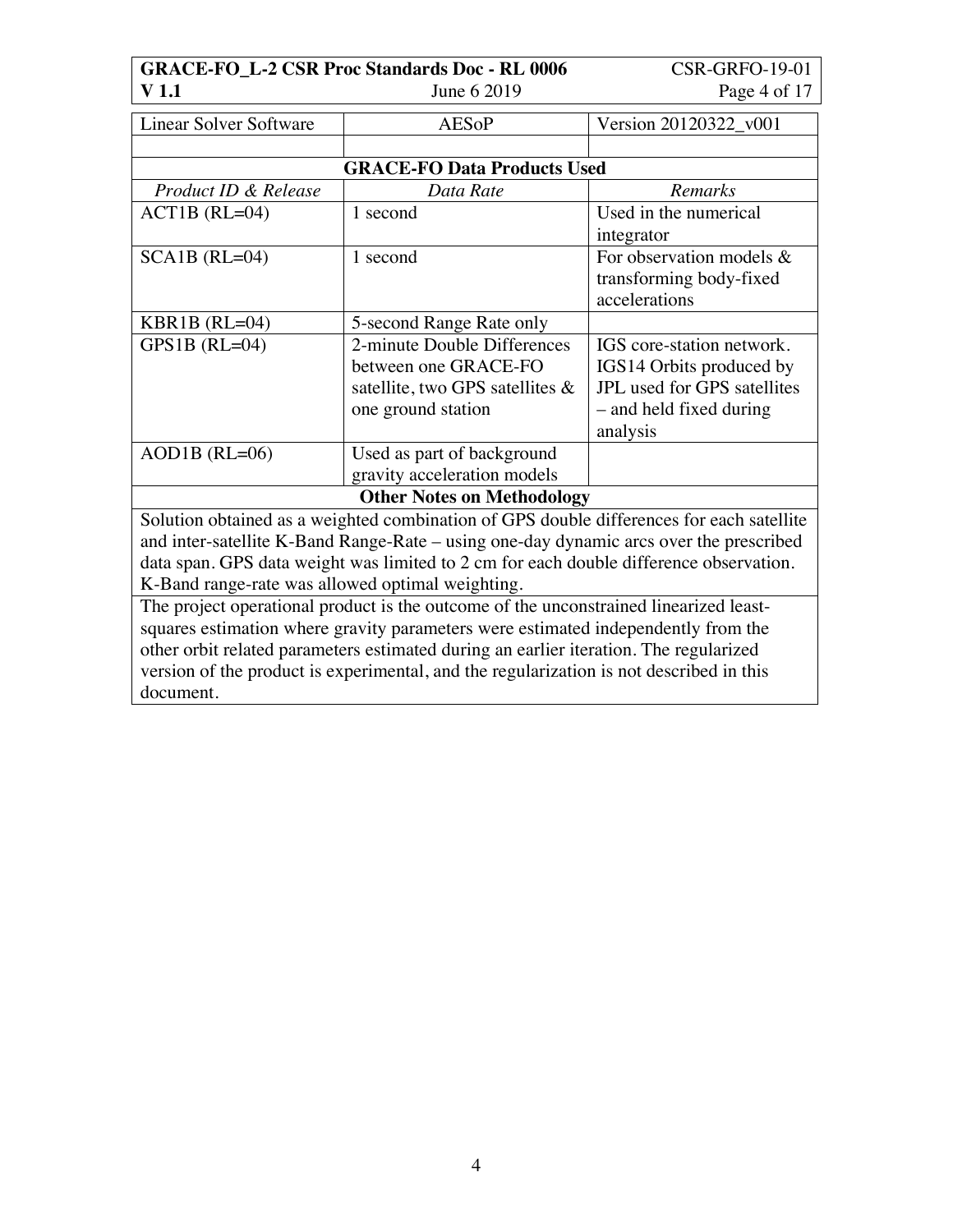| Linear Solver Software | AESoP | Version 20120322_v001 |
|---|---|---|
| | | |
| **GRACE-FO Data Products Used** | | |
| *Product ID & Release* | *Data Rate* | *Remarks* |
| ACT1B (RL=04) | 1 second | Used in the numerical integrator |
| SCA1B (RL=04) | 1 second | For observation models & transforming body-fixed accelerations |
| KBR1B (RL=04) | 5-second Range Rate only | |
| GPS1B (RL=04) | 2-minute Double Differences between one GRACE-FO satellite, two GPS satellites & one ground station | IGS core-station network. IGS14 Orbits produced by JPL used for GPS satellites – and held fixed during analysis |
| AOD1B (RL=06) | Used as part of background gravity acceleration models | |
| **Other Notes on Methodology** | | |
| Solution obtained as a weighted combination of GPS double differences for each satellite and inter-satellite K-Band Range-Rate – using one-day dynamic arcs over the prescribed data span. GPS data weight was limited to 2 cm for each double difference observation. K-Band range-rate was allowed optimal weighting. | | |
| The project operational product is the outcome of the unconstrained linearized least-squares estimation where gravity parameters were estimated independently from the other orbit related parameters estimated during an earlier iteration. The regularized version of the product is experimental, and the regularization is not described in this document. | | |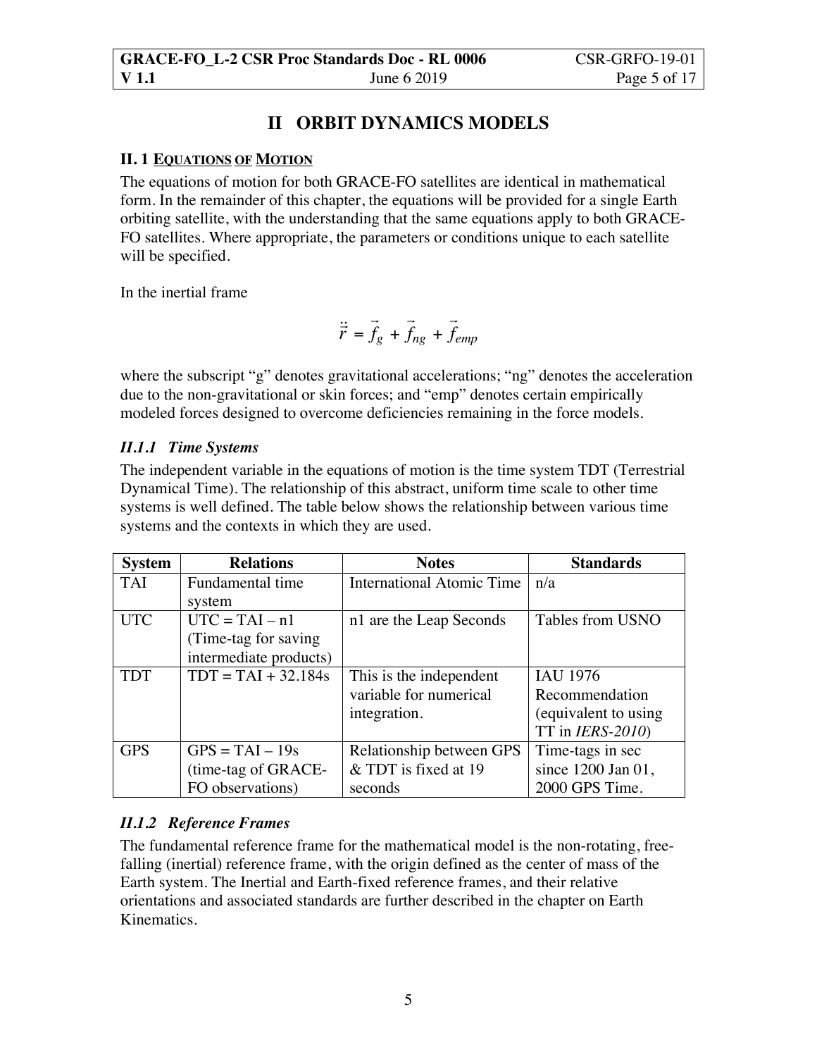# II ORBIT DYNAMICS MODELS

## II. 1 EQUATIONS OF MOTION

The equations of motion for both GRACE-FO satellites are identical in mathematical form. In the remainder of this chapter, the equations will be provided for a single Earth orbiting satellite, with the understanding that the same equations apply to both GRACE-FO satellites. Where appropriate, the parameters or conditions unique to each satellite will be specified.

In the inertial frame

$$\ddot{\vec{r}} = \vec{f}_g + \vec{f}_{ng} + \vec{f}_{emp}$$

where the subscript "g" denotes gravitational accelerations; "ng" denotes the acceleration due to the non-gravitational or skin forces; and "emp" denotes certain empirically modeled forces designed to overcome deficiencies remaining in the force models.

### *II.1.1 Time Systems*

The independent variable in the equations of motion is the time system TDT (Terrestrial Dynamical Time). The relationship of this abstract, uniform time scale to other time systems is well defined. The table below shows the relationship between various time systems and the contexts in which they are used.

| System | Relations | Notes | Standards |
|---|---|---|---|
| TAI | Fundamental time system | International Atomic Time | n/a |
| UTC | UTC = TAI – n1 (Time-tag for saving intermediate products) | n1 are the Leap Seconds | Tables from USNO |
| TDT | TDT = TAI + 32.184s | This is the independent variable for numerical integration. | IAU 1976 Recommendation (equivalent to using TT in *IERS-2010*) |
| GPS | GPS = TAI – 19s (time-tag of GRACE-FO observations) | Relationship between GPS & TDT is fixed at 19 seconds | Time-tags in sec since 1200 Jan 01, 2000 GPS Time. |

### *II.1.2 Reference Frames*

The fundamental reference frame for the mathematical model is the non-rotating, free-falling (inertial) reference frame, with the origin defined as the center of mass of the Earth system. The Inertial and Earth-fixed reference frames, and their relative orientations and associated standards are further described in the chapter on Earth Kinematics.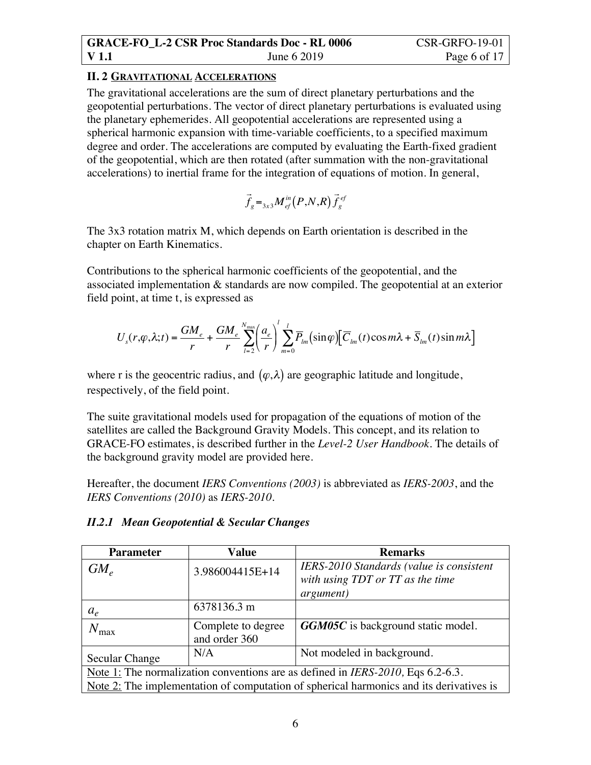## II. 2 <u>Gravitational Accelerations</u>

The gravitational accelerations are the sum of direct planetary perturbations and the geopotential perturbations. The vector of direct planetary perturbations is evaluated using the planetary ephemerides. All geopotential accelerations are represented using a spherical harmonic expansion with time-variable coefficients, to a specified maximum degree and order. The accelerations are computed by evaluating the Earth-fixed gradient of the geopotential, which are then rotated (after summation with the non-gravitational accelerations) to inertial frame for the integration of equations of motion. In general,

$$\vec{f}_g = {}_{3x3}M_{ef}^{in}(P,N,R)\,\vec{f}_g^{ef}$$

The 3x3 rotation matrix M, which depends on Earth orientation is described in the chapter on Earth Kinematics.

Contributions to the spherical harmonic coefficients of the geopotential, and the associated implementation & standards are now compiled. The geopotential at an exterior field point, at time t, is expressed as

$$U_s(r,\varphi,\lambda;t) = \frac{GM_e}{r} + \frac{GM_e}{r}\sum_{l=2}^{N_{\max}}\left(\frac{a_e}{r}\right)^l \sum_{m=0}^{l}\overline{P}_{lm}(\sin\varphi)\left[\overline{C}_{lm}(t)\cos m\lambda + \overline{S}_{lm}(t)\sin m\lambda\right]$$

where r is the geocentric radius, and $(\varphi,\lambda)$ are geographic latitude and longitude, respectively, of the field point.

The suite gravitational models used for propagation of the equations of motion of the satellites are called the Background Gravity Models. This concept, and its relation to GRACE-FO estimates, is described further in the *Level-2 User Handbook*. The details of the background gravity model are provided here.

Hereafter, the document *IERS Conventions (2003)* is abbreviated as *IERS-2003*, and the *IERS Conventions (2010)* as *IERS-2010*.

### *II.2.1 Mean Geopotential & Secular Changes*

| Parameter | Value | Remarks |
|---|---|---|
| $GM_e$ | 3.986004415E+14 | *IERS-2010 Standards (value is consistent with using TDT or TT as the time argument)* |
| $a_e$ | 6378136.3 m | |
| $N_{\max}$ | Complete to degree and order 360 | ***GGM05C*** is background static model. |
| Secular Change | N/A | Not modeled in background. |
| <u>Note 1:</u> The normalization conventions are as defined in *IERS-2010,* Eqs 6.2-6.3. <u>Note 2:</u> The implementation of computation of spherical harmonics and its derivatives is | | |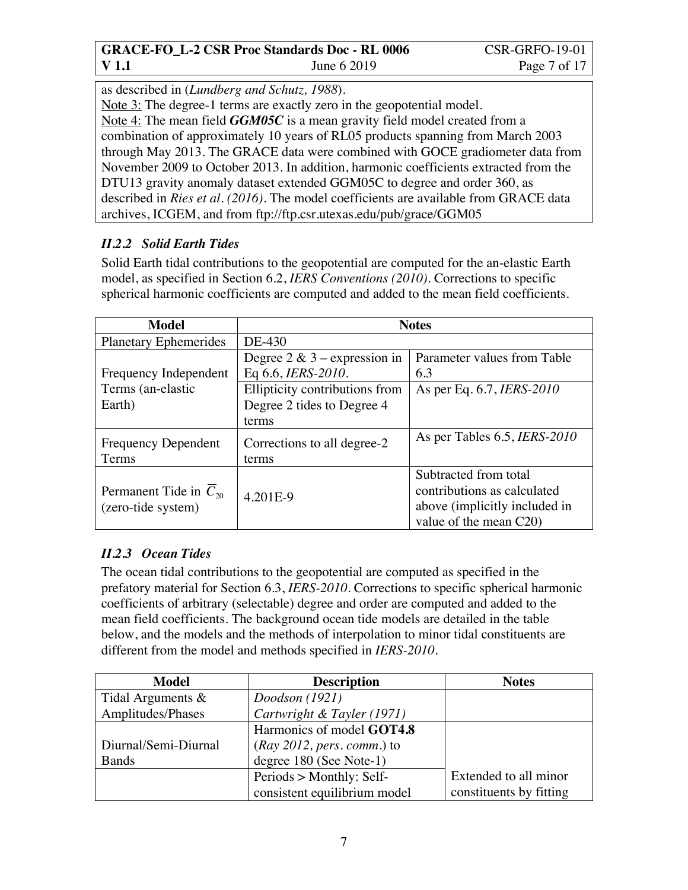as described in (*Lundberg and Schutz, 1988*).

Note 3: The degree-1 terms are exactly zero in the geopotential model.

Note 4: The mean field ***GGM05C*** is a mean gravity field model created from a combination of approximately 10 years of RL05 products spanning from March 2003 through May 2013. The GRACE data were combined with GOCE gradiometer data from November 2009 to October 2013. In addition, harmonic coefficients extracted from the DTU13 gravity anomaly dataset extended GGM05C to degree and order 360, as described in *Ries et al. (2016)*. The model coefficients are available from GRACE data archives, ICGEM, and from ftp://ftp.csr.utexas.edu/pub/grace/GGM05

### *II.2.2 Solid Earth Tides*

Solid Earth tidal contributions to the geopotential are computed for the an-elastic Earth model, as specified in Section 6.2, *IERS Conventions (2010)*. Corrections to specific spherical harmonic coefficients are computed and added to the mean field coefficients.

| Model | Notes | |
|---|---|---|
| Planetary Ephemerides | DE-430 | |
| Frequency Independent Terms (an-elastic Earth) | Degree 2 & 3 – expression in Eq 6.6, *IERS-2010*. | Parameter values from Table 6.3 |
| | Ellipticity contributions from Degree 2 tides to Degree 4 terms | As per Eq. 6.7, *IERS-2010* |
| Frequency Dependent Terms | Corrections to all degree-2 terms | As per Tables 6.5, *IERS-2010* |
| Permanent Tide in $\overline{C}_{20}$ (zero-tide system) | 4.201E-9 | Subtracted from total contributions as calculated above (implicitly included in value of the mean C20) |

### *II.2.3 Ocean Tides*

The ocean tidal contributions to the geopotential are computed as specified in the prefatory material for Section 6.3, *IERS-2010*. Corrections to specific spherical harmonic coefficients of arbitrary (selectable) degree and order are computed and added to the mean field coefficients. The background ocean tide models are detailed in the table below, and the models and the methods of interpolation to minor tidal constituents are different from the model and methods specified in *IERS-2010*.

| Model | Description | Notes |
|---|---|---|
| Tidal Arguments & Amplitudes/Phases | *Doodson (1921)* *Cartwright & Tayler (1971)* | |
| Diurnal/Semi-Diurnal Bands | Harmonics of model **GOT4.8** (*Ray 2012, pers. comm.*) to degree 180 (See Note-1) | |
| | Periods > Monthly: Self-consistent equilibrium model | Extended to all minor constituents by fitting |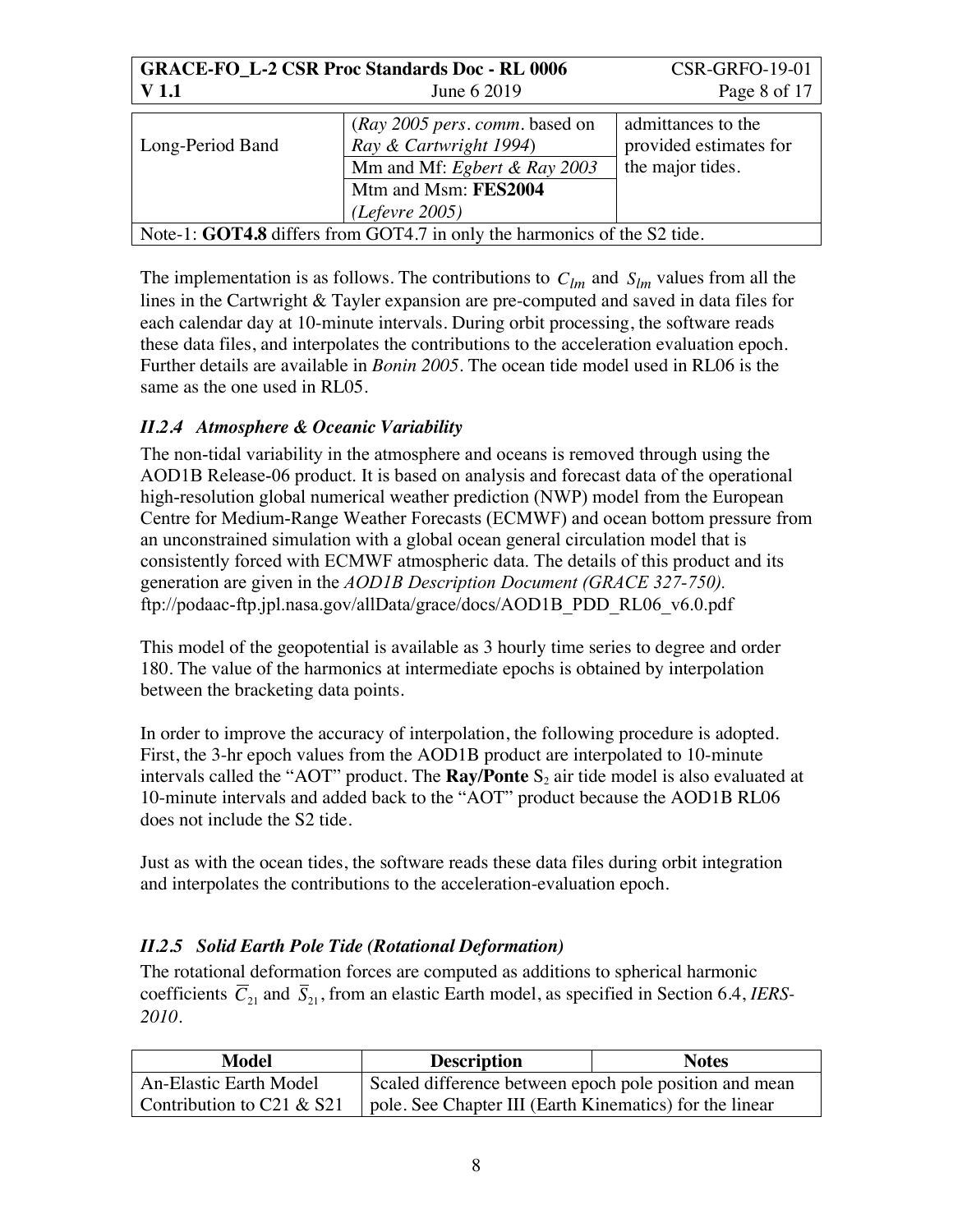| Long-Period Band | (*Ray 2005 pers. comm.* based on *Ray & Cartwright 1994*) | admittances to the provided estimates for the major tides. |
| --- | --- | --- |
| | Mm and Mf: *Egbert & Ray 2003* | |
| | Mtm and Msm: **FES2004** (*Lefevre 2005*) | |
| Note-1: **GOT4.8** differs from GOT4.7 in only the harmonics of the S2 tide. | | |

The implementation is as follows. The contributions to $C_{lm}$ and $S_{lm}$ values from all the lines in the Cartwright & Tayler expansion are pre-computed and saved in data files for each calendar day at 10-minute intervals. During orbit processing, the software reads these data files, and interpolates the contributions to the acceleration evaluation epoch. Further details are available in *Bonin 2005*. The ocean tide model used in RL06 is the same as the one used in RL05.

### *II.2.4 Atmosphere & Oceanic Variability*

The non-tidal variability in the atmosphere and oceans is removed through using the AOD1B Release-06 product. It is based on analysis and forecast data of the operational high-resolution global numerical weather prediction (NWP) model from the European Centre for Medium-Range Weather Forecasts (ECMWF) and ocean bottom pressure from an unconstrained simulation with a global ocean general circulation model that is consistently forced with ECMWF atmospheric data. The details of this product and its generation are given in the *AOD1B Description Document (GRACE 327-750).* ftp://podaac-ftp.jpl.nasa.gov/allData/grace/docs/AOD1B_PDD_RL06_v6.0.pdf

This model of the geopotential is available as 3 hourly time series to degree and order 180. The value of the harmonics at intermediate epochs is obtained by interpolation between the bracketing data points.

In order to improve the accuracy of interpolation, the following procedure is adopted. First, the 3-hr epoch values from the AOD1B product are interpolated to 10-minute intervals called the "AOT" product. The **Ray/Ponte** $S_2$ air tide model is also evaluated at 10-minute intervals and added back to the "AOT" product because the AOD1B RL06 does not include the S2 tide.

Just as with the ocean tides, the software reads these data files during orbit integration and interpolates the contributions to the acceleration-evaluation epoch.

### *II.2.5 Solid Earth Pole Tide (Rotational Deformation)*

The rotational deformation forces are computed as additions to spherical harmonic coefficients $\overline{C}_{21}$ and $\overline{S}_{21}$, from an elastic Earth model, as specified in Section 6.4, *IERS-2010*.

| Model | Description | Notes |
| --- | --- | --- |
| An-Elastic Earth Model Contribution to C21 & S21 | Scaled difference between epoch pole position and mean pole. See Chapter III (Earth Kinematics) for the linear | |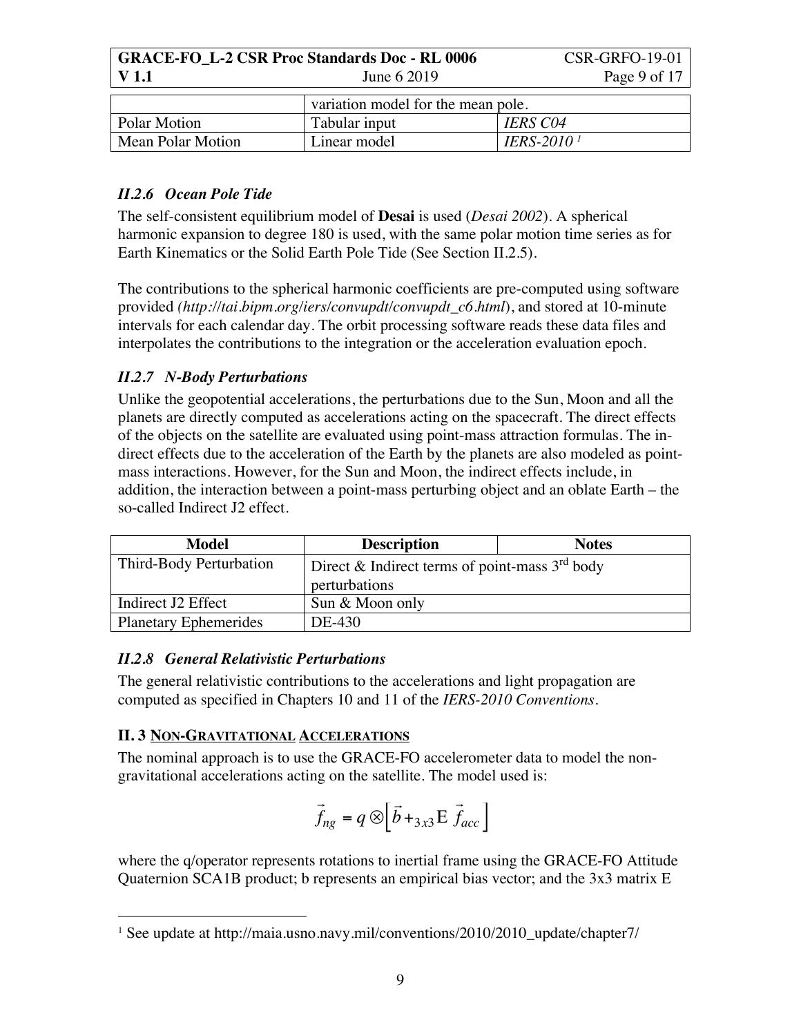|  | variation model for the mean pole. |  |
| --- | --- | --- |
| Polar Motion | Tabular input | *IERS C04* |
| Mean Polar Motion | Linear model | *IERS-2010* [1] |

### *II.2.6 Ocean Pole Tide*

The self-consistent equilibrium model of **Desai** is used (*Desai 2002*). A spherical harmonic expansion to degree 180 is used, with the same polar motion time series as for Earth Kinematics or the Solid Earth Pole Tide (See Section II.2.5).

The contributions to the spherical harmonic coefficients are pre-computed using software provided *(http://tai.bipm.org/iers/convupdt/convupdt_c6.html*), and stored at 10-minute intervals for each calendar day. The orbit processing software reads these data files and interpolates the contributions to the integration or the acceleration evaluation epoch.

### *II.2.7 N-Body Perturbations*

Unlike the geopotential accelerations, the perturbations due to the Sun, Moon and all the planets are directly computed as accelerations acting on the spacecraft. The direct effects of the objects on the satellite are evaluated using point-mass attraction formulas. The indirect effects due to the acceleration of the Earth by the planets are also modeled as point-mass interactions. However, for the Sun and Moon, the indirect effects include, in addition, the interaction between a point-mass perturbing object and an oblate Earth – the so-called Indirect J2 effect.

| Model | Description | Notes |
| --- | --- | --- |
| Third-Body Perturbation | Direct & Indirect terms of point-mass 3rd body perturbations |  |
| Indirect J2 Effect | Sun & Moon only |  |
| Planetary Ephemerides | DE-430 |  |

### *II.2.8 General Relativistic Perturbations*

The general relativistic contributions to the accelerations and light propagation are computed as specified in Chapters 10 and 11 of the *IERS-2010 Conventions*.

## II. 3 NON-GRAVITATIONAL ACCELERATIONS

The nominal approach is to use the GRACE-FO accelerometer data to model the non-gravitational accelerations acting on the satellite. The model used is:

$$\vec{f}_{ng} = q \otimes \left[ \vec{b} + {}_{3x3}\mathrm{E}\ \vec{f}_{acc} \right]$$

where the q/operator represents rotations to inertial frame using the GRACE-FO Attitude Quaternion SCA1B product; b represents an empirical bias vector; and the 3x3 matrix E

[1] See update at http://maia.usno.navy.mil/conventions/2010/2010_update/chapter7/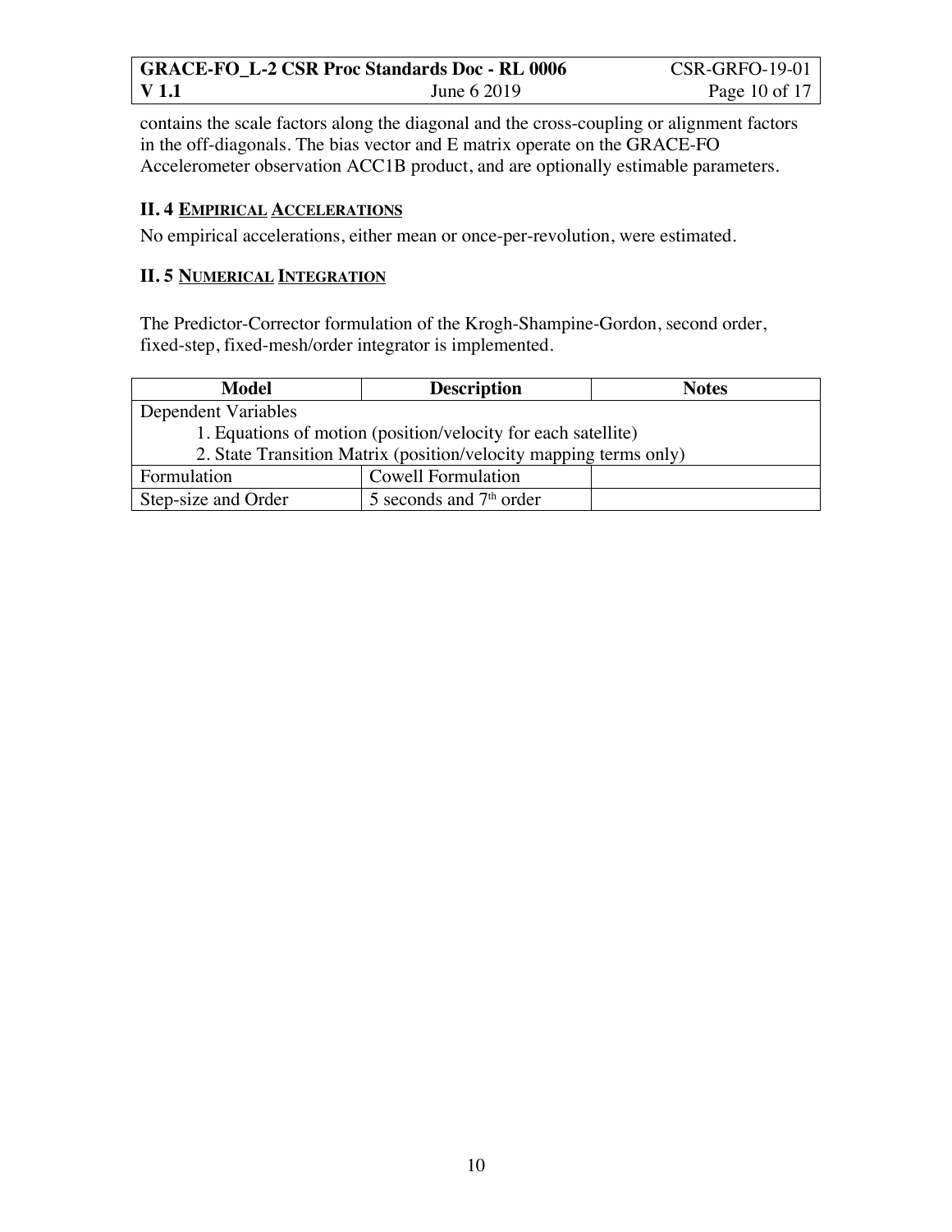contains the scale factors along the diagonal and the cross-coupling or alignment factors in the off-diagonals. The bias vector and E matrix operate on the GRACE-FO Accelerometer observation ACC1B product, and are optionally estimable parameters.

### II. 4 EMPIRICAL ACCELERATIONS

No empirical accelerations, either mean or once-per-revolution, were estimated.

### II. 5 NUMERICAL INTEGRATION

The Predictor-Corrector formulation of the Krogh-Shampine-Gordon, second order, fixed-step, fixed-mesh/order integrator is implemented.

| Model | Description | Notes |
|---|---|---|
| Dependent Variables<br>1. Equations of motion (position/velocity for each satellite)<br>2. State Transition Matrix (position/velocity mapping terms only) | | |
| Formulation | Cowell Formulation | |
| Step-size and Order | 5 seconds and 7th order | |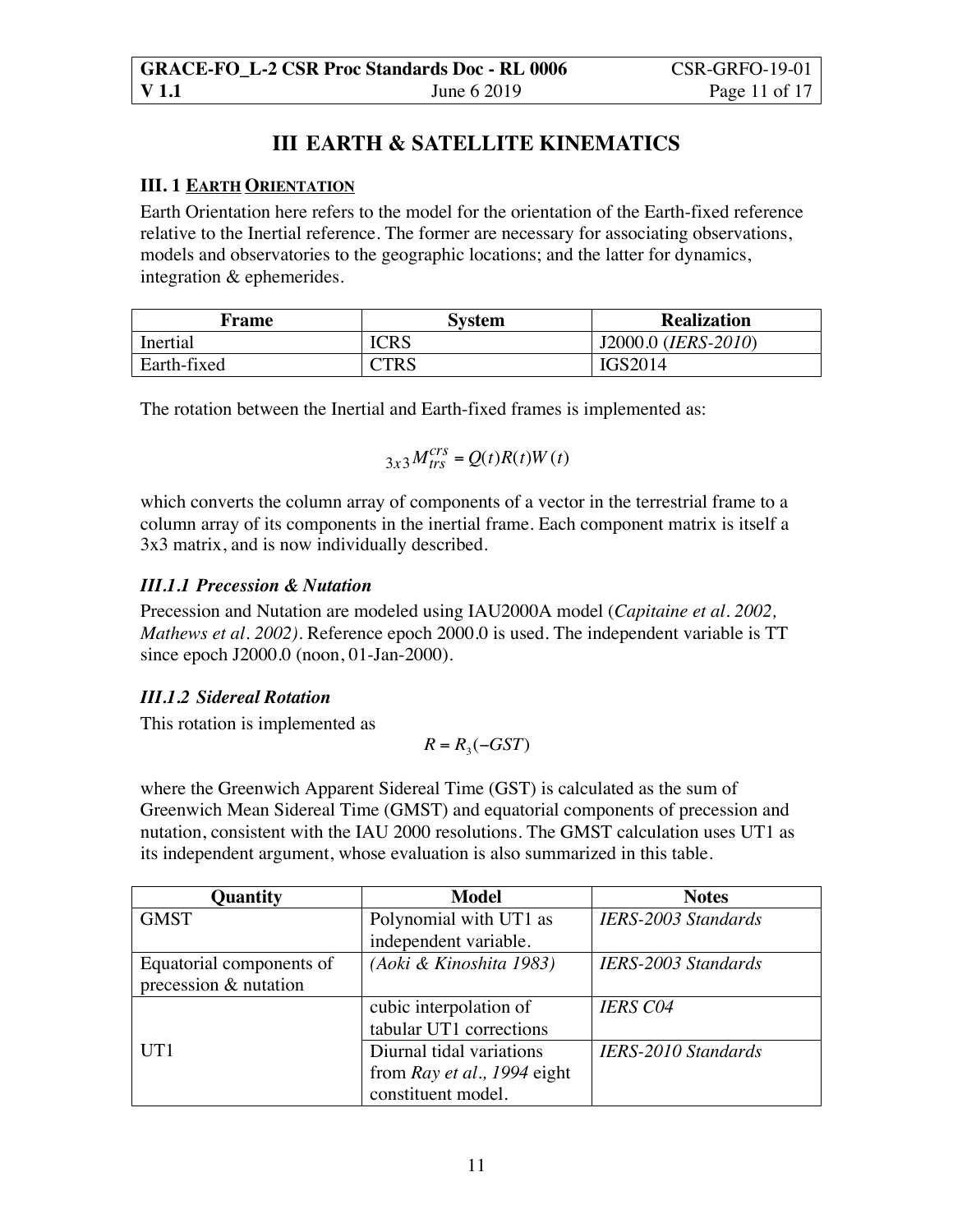# III EARTH & SATELLITE KINEMATICS

### III. 1 EARTH ORIENTATION

Earth Orientation here refers to the model for the orientation of the Earth-fixed reference relative to the Inertial reference. The former are necessary for associating observations, models and observatories to the geographic locations; and the latter for dynamics, integration & ephemerides.

| Frame | System | Realization |
|---|---|---|
| Inertial | ICRS | J2000.0 (*IERS-2010*) |
| Earth-fixed | CTRS | IGS2014 |

The rotation between the Inertial and Earth-fixed frames is implemented as:

$$ {}_{3x3}M_{trs}^{crs} = Q(t)R(t)W(t) $$

which converts the column array of components of a vector in the terrestrial frame to a column array of its components in the inertial frame. Each component matrix is itself a 3x3 matrix, and is now individually described.

#### *III.1.1 Precession & Nutation*

Precession and Nutation are modeled using IAU2000A model (*Capitaine et al. 2002, Mathews et al. 2002)*. Reference epoch 2000.0 is used. The independent variable is TT since epoch J2000.0 (noon, 01-Jan-2000).

#### *III.1.2 Sidereal Rotation*

This rotation is implemented as

$$ R = R_3(-GST) $$

where the Greenwich Apparent Sidereal Time (GST) is calculated as the sum of Greenwich Mean Sidereal Time (GMST) and equatorial components of precession and nutation, consistent with the IAU 2000 resolutions. The GMST calculation uses UT1 as its independent argument, whose evaluation is also summarized in this table.

| Quantity | Model | Notes |
|---|---|---|
| GMST | Polynomial with UT1 as independent variable. | *IERS-2003 Standards* |
| Equatorial components of precession & nutation | *(Aoki & Kinoshita 1983)* | *IERS-2003 Standards* |
| UT1 | cubic interpolation of tabular UT1 corrections | *IERS C04* |
| | Diurnal tidal variations from *Ray et al., 1994* eight constituent model. | *IERS-2010 Standards* |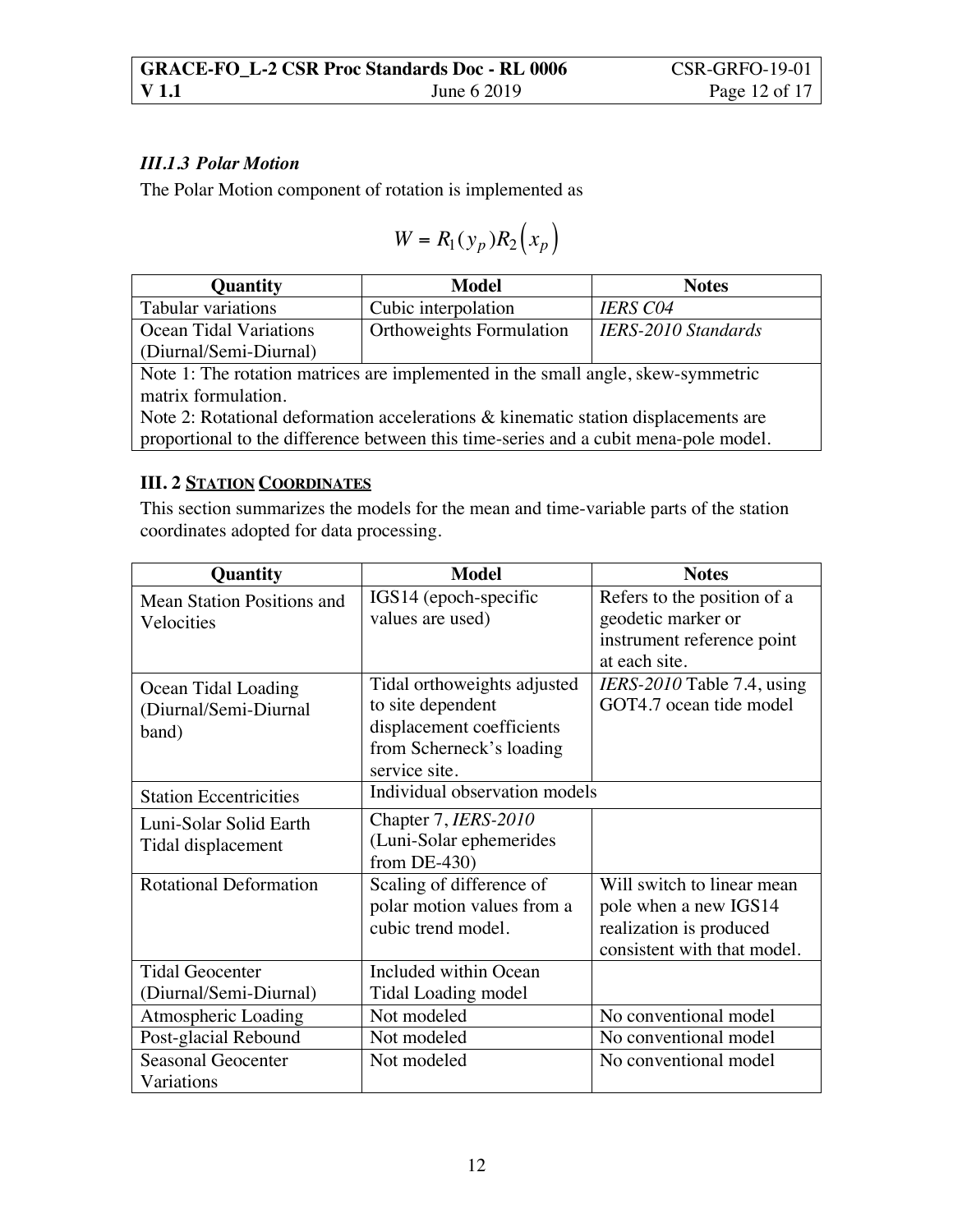### *III.1.3 Polar Motion*

The Polar Motion component of rotation is implemented as

$$W = R_1(y_p)R_2\left(x_p\right)$$

| Quantity | Model | Notes |
|---|---|---|
| Tabular variations | Cubic interpolation | *IERS C04* |
| Ocean Tidal Variations (Diurnal/Semi-Diurnal) | Orthoweights Formulation | *IERS-2010 Standards* |
| Note 1: The rotation matrices are implemented in the small angle, skew-symmetric matrix formulation. Note 2: Rotational deformation accelerations & kinematic station displacements are proportional to the difference between this time-series and a cubit mena-pole model. | | |

### III. 2 STATION COORDINATES

This section summarizes the models for the mean and time-variable parts of the station coordinates adopted for data processing.

| Quantity | Model | Notes |
|---|---|---|
| Mean Station Positions and Velocities | IGS14 (epoch-specific values are used) | Refers to the position of a geodetic marker or instrument reference point at each site. |
| Ocean Tidal Loading (Diurnal/Semi-Diurnal band) | Tidal orthoweights adjusted to site dependent displacement coefficients from Scherneck's loading service site. | *IERS-2010* Table 7.4, using GOT4.7 ocean tide model |
| Station Eccentricities | Individual observation models | |
| Luni-Solar Solid Earth Tidal displacement | Chapter 7, *IERS-2010* (Luni-Solar ephemerides from DE-430) | |
| Rotational Deformation | Scaling of difference of polar motion values from a cubic trend model. | Will switch to linear mean pole when a new IGS14 realization is produced consistent with that model. |
| Tidal Geocenter (Diurnal/Semi-Diurnal) | Included within Ocean Tidal Loading model | |
| Atmospheric Loading | Not modeled | No conventional model |
| Post-glacial Rebound | Not modeled | No conventional model |
| Seasonal Geocenter Variations | Not modeled | No conventional model |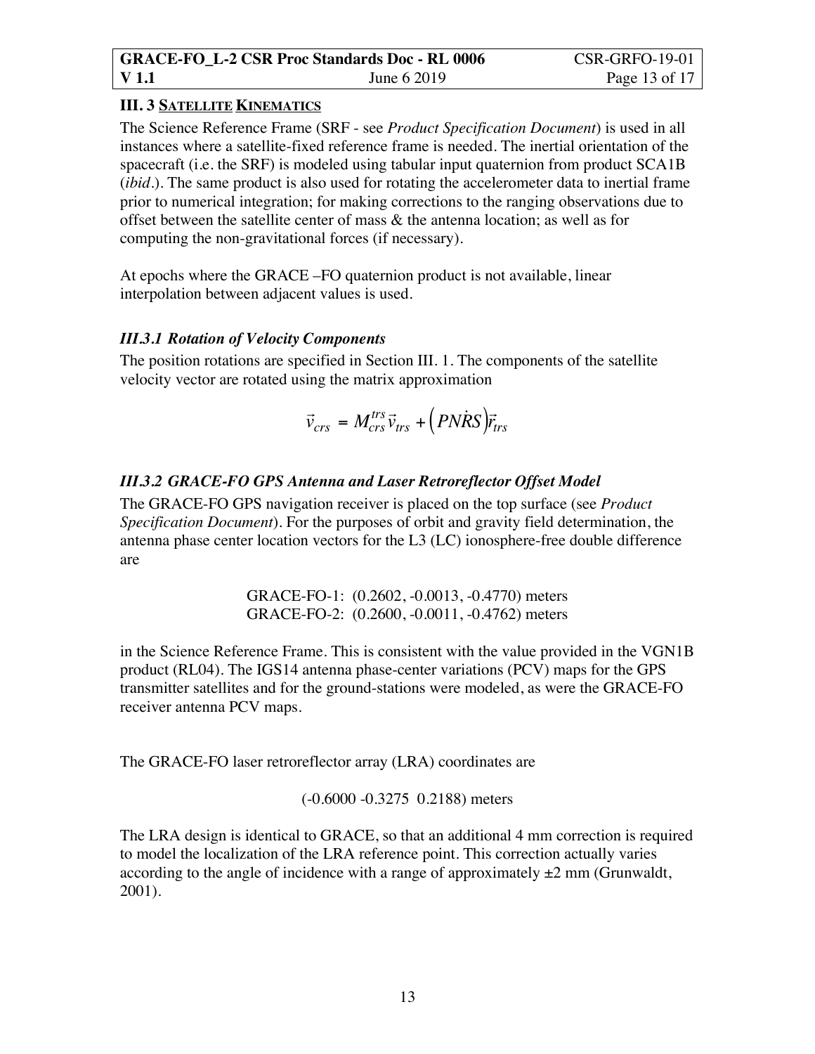### III. 3 SATELLITE KINEMATICS

The Science Reference Frame (SRF - see *Product Specification Document*) is used in all instances where a satellite-fixed reference frame is needed. The inertial orientation of the spacecraft (i.e. the SRF) is modeled using tabular input quaternion from product SCA1B (*ibid*.). The same product is also used for rotating the accelerometer data to inertial frame prior to numerical integration; for making corrections to the ranging observations due to offset between the satellite center of mass & the antenna location; as well as for computing the non-gravitational forces (if necessary).

At epochs where the GRACE –FO quaternion product is not available, linear interpolation between adjacent values is used.

#### *III.3.1 Rotation of Velocity Components*

The position rotations are specified in Section III. 1. The components of the satellite velocity vector are rotated using the matrix approximation

$$\vec{v}_{crs} = M_{crs}^{trs}\vec{v}_{trs} + \left(PN\dot{R}S\right)\vec{r}_{trs}$$

#### *III.3.2 GRACE-FO GPS Antenna and Laser Retroreflector Offset Model*

The GRACE-FO GPS navigation receiver is placed on the top surface (see *Product Specification Document*). For the purposes of orbit and gravity field determination, the antenna phase center location vectors for the L3 (LC) ionosphere-free double difference are

GRACE-FO-1: (0.2602, -0.0013, -0.4770) meters
GRACE-FO-2: (0.2600, -0.0011, -0.4762) meters

in the Science Reference Frame. This is consistent with the value provided in the VGN1B product (RL04). The IGS14 antenna phase-center variations (PCV) maps for the GPS transmitter satellites and for the ground-stations were modeled, as were the GRACE-FO receiver antenna PCV maps.

The GRACE-FO laser retroreflector array (LRA) coordinates are

(-0.6000 -0.3275 0.2188) meters

The LRA design is identical to GRACE, so that an additional 4 mm correction is required to model the localization of the LRA reference point. This correction actually varies according to the angle of incidence with a range of approximately ±2 mm (Grunwaldt, 2001).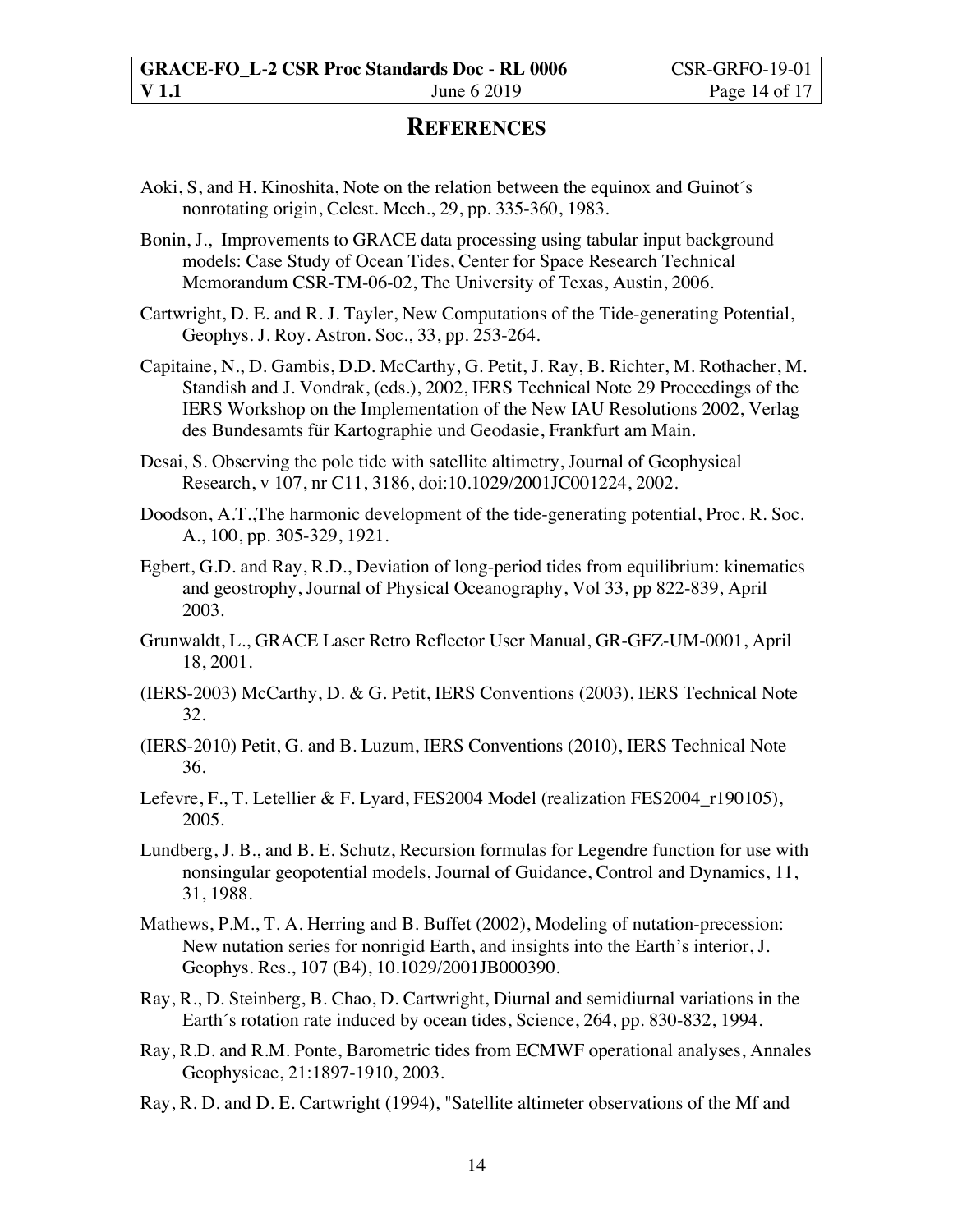# REFERENCES

Aoki, S, and H. Kinoshita, Note on the relation between the equinox and Guinot´s nonrotating origin, Celest. Mech., 29, pp. 335-360, 1983.

Bonin, J., Improvements to GRACE data processing using tabular input background models: Case Study of Ocean Tides, Center for Space Research Technical Memorandum CSR-TM-06-02, The University of Texas, Austin, 2006.

Cartwright, D. E. and R. J. Tayler, New Computations of the Tide-generating Potential, Geophys. J. Roy. Astron. Soc., 33, pp. 253-264.

Capitaine, N., D. Gambis, D.D. McCarthy, G. Petit, J. Ray, B. Richter, M. Rothacher, M. Standish and J. Vondrak, (eds.), 2002, IERS Technical Note 29 Proceedings of the IERS Workshop on the Implementation of the New IAU Resolutions 2002, Verlag des Bundesamts für Kartographie und Geodasie, Frankfurt am Main.

Desai, S. Observing the pole tide with satellite altimetry, Journal of Geophysical Research, v 107, nr C11, 3186, doi:10.1029/2001JC001224, 2002.

Doodson, A.T.,The harmonic development of the tide-generating potential, Proc. R. Soc. A., 100, pp. 305-329, 1921.

Egbert, G.D. and Ray, R.D., Deviation of long-period tides from equilibrium: kinematics and geostrophy, Journal of Physical Oceanography, Vol 33, pp 822-839, April 2003.

Grunwaldt, L., GRACE Laser Retro Reflector User Manual, GR-GFZ-UM-0001, April 18, 2001.

(IERS-2003) McCarthy, D. & G. Petit, IERS Conventions (2003), IERS Technical Note 32.

(IERS-2010) Petit, G. and B. Luzum, IERS Conventions (2010), IERS Technical Note 36.

Lefevre, F., T. Letellier & F. Lyard, FES2004 Model (realization FES2004_r190105), 2005.

Lundberg, J. B., and B. E. Schutz, Recursion formulas for Legendre function for use with nonsingular geopotential models, Journal of Guidance, Control and Dynamics, 11, 31, 1988.

Mathews, P.M., T. A. Herring and B. Buffet (2002), Modeling of nutation-precession: New nutation series for nonrigid Earth, and insights into the Earth's interior, J. Geophys. Res., 107 (B4), 10.1029/2001JB000390.

Ray, R., D. Steinberg, B. Chao, D. Cartwright, Diurnal and semidiurnal variations in the Earth´s rotation rate induced by ocean tides, Science, 264, pp. 830-832, 1994.

Ray, R.D. and R.M. Ponte, Barometric tides from ECMWF operational analyses, Annales Geophysicae, 21:1897-1910, 2003.

Ray, R. D. and D. E. Cartwright (1994), "Satellite altimeter observations of the Mf and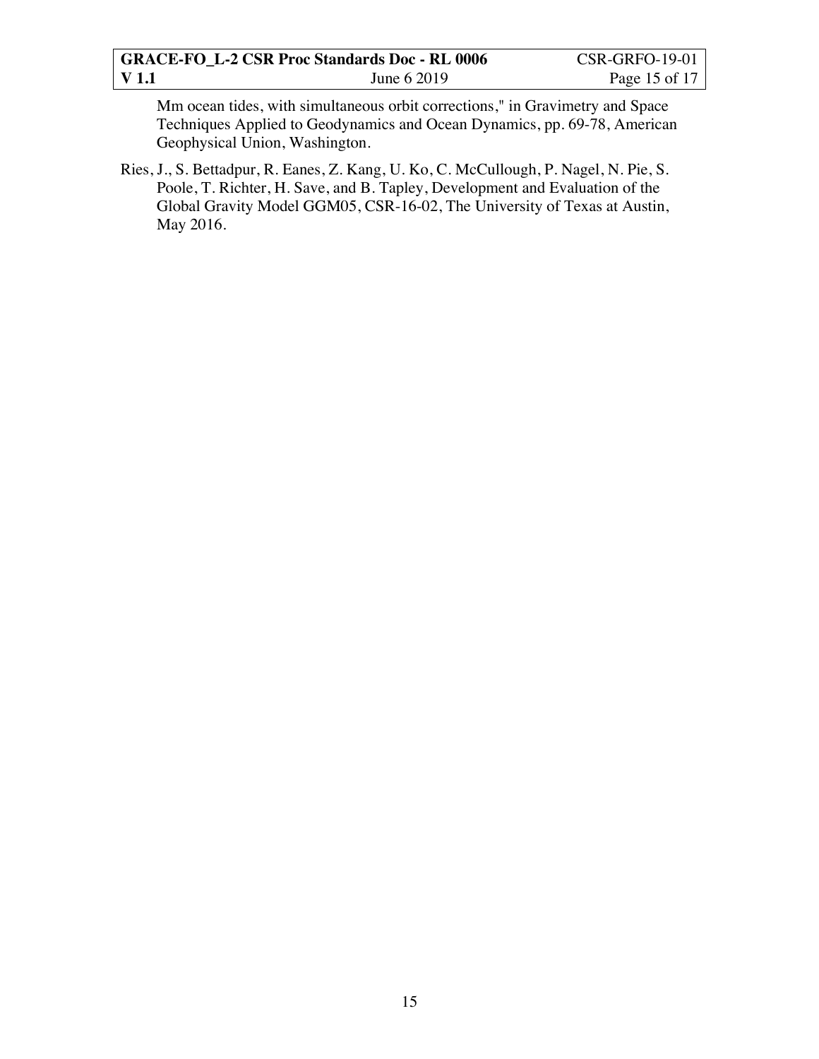Mm ocean tides, with simultaneous orbit corrections," in Gravimetry and Space Techniques Applied to Geodynamics and Ocean Dynamics, pp. 69-78, American Geophysical Union, Washington.

Ries, J., S. Bettadpur, R. Eanes, Z. Kang, U. Ko, C. McCullough, P. Nagel, N. Pie, S. Poole, T. Richter, H. Save, and B. Tapley, Development and Evaluation of the Global Gravity Model GGM05, CSR-16-02, The University of Texas at Austin, May 2016.